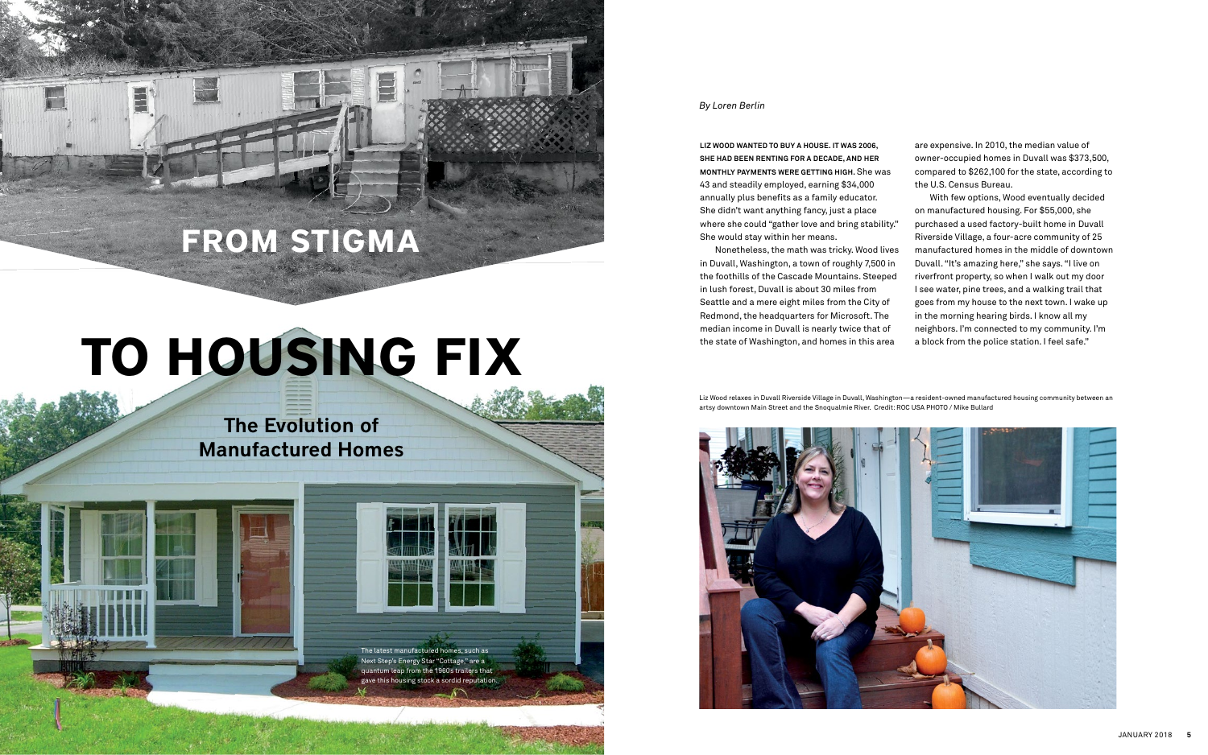# FROM STIGMA TO HOUSING FIX

## The Evolution of Manufactured Homes

The latest manufactured homes, such as Next Step's Energy Star "Cottage," are a quantum leap from the 1960s trailers that gave this housing stock a sordid reputation.

*By Loren Berlin*

**LIZ WOOD WANTED TO BUY A HOUSE. IT WAS 2006, SHE HAD BEEN RENTING FOR A DECADE, AND HER MONTHLY PAYMENTS WERE GETTING HIGH.** She was 43 and steadily employed, earning $34,000 annually plus benefits as a family educator. She didn't want anything fancy, just a place where she could "gather love and bring stability." She would stay within her means.

Nonetheless, the math was tricky. Wood lives in Duvall, Washington, a town of roughly 7,500 in the foothills of the Cascade Mountains. Steeped in lush forest, Duvall is about 30 miles from Seattle and a mere eight miles from the City of Redmond, the headquarters for Microsoft. The median income in Duvall is nearly twice that of the state of Washington, and homes in this area are expensive. In 2010, the median value of owner-occupied homes in Duvall was $373,500, compared to $262,100 for the state, according to the U.S. Census Bureau.

With few options, Wood eventually decided on manufactured housing. For $55,000, she purchased a used factory-built home in Duvall Riverside Village, a four-acre community of 25 manufactured homes in the middle of downtown Duvall. "It's amazing here," she says. "I live on riverfront property, so when I walk out my door I see water, pine trees, and a walking trail that goes from my house to the next town. I wake up in the morning hearing birds. I know all my neighbors. I'm connected to my community. I'm a block from the police station. I feel safe."

Liz Wood relaxes in Duvall Riverside Village in Duvall, Washington—a resident-owned manufactured housing community between an artsy downtown Main Street and the Snoqualmie River. Credit: ROC USA PHOTO / Mike Bullard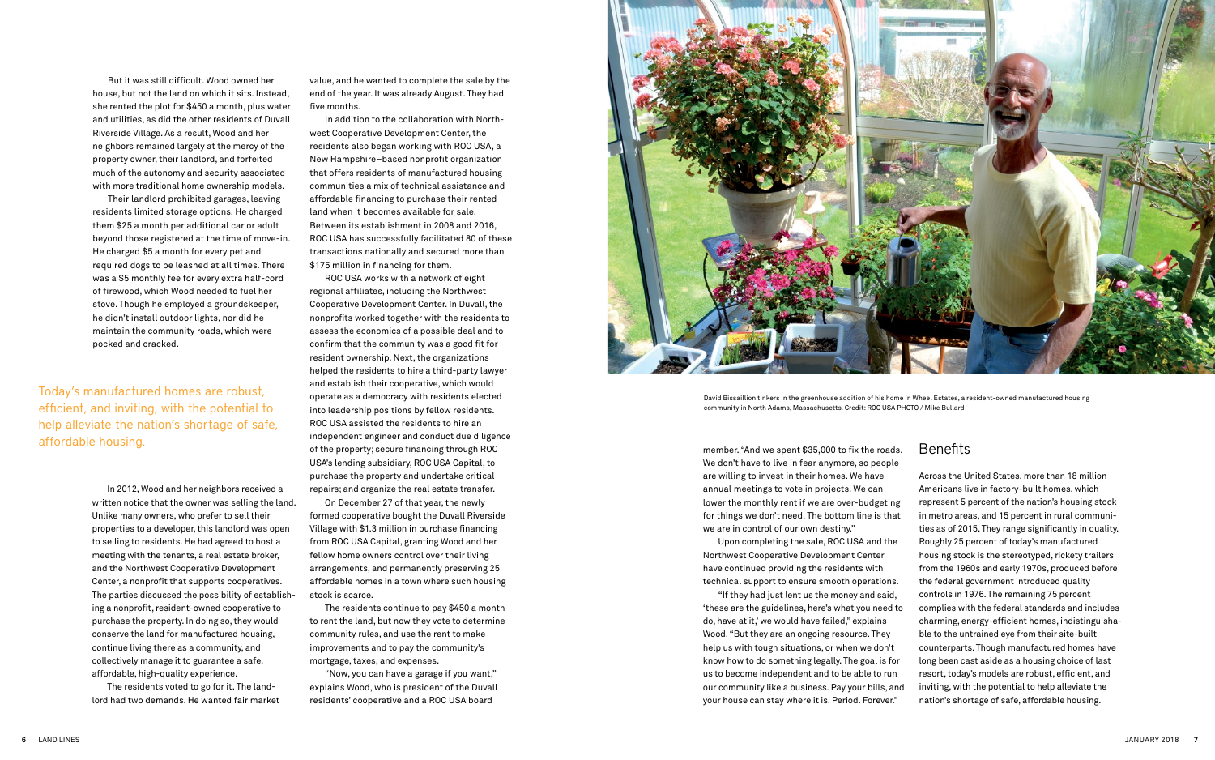But it was still difficult. Wood owned her house, but not the land on which it sits. Instead, she rented the plot for $450 a month, plus water and utilities, as did the other residents of Duvall Riverside Village. As a result, Wood and her neighbors remained largely at the mercy of the property owner, their landlord, and forfeited much of the autonomy and security associated with more traditional home ownership models.

Their landlord prohibited garages, leaving residents limited storage options. He charged them $25 a month per additional car or adult beyond those registered at the time of move-in. He charged $5 a month for every pet and required dogs to be leashed at all times. There was a $5 monthly fee for every extra half-cord of firewood, which Wood needed to fuel her stove. Though he employed a groundskeeper, he didn't install outdoor lights, nor did he maintain the community roads, which were pocked and cracked.

Today's manufactured homes are robust, efficient, and inviting, with the potential to help alleviate the nation's shortage of safe, affordable housing.

In 2012, Wood and her neighbors received a written notice that the owner was selling the land. Unlike many owners, who prefer to sell their properties to a developer, this landlord was open to selling to residents. He had agreed to host a meeting with the tenants, a real estate broker, and the Northwest Cooperative Development Center, a nonprofit that supports cooperatives. The parties discussed the possibility of establishing a nonprofit, resident-owned cooperative to purchase the property. In doing so, they would conserve the land for manufactured housing, continue living there as a community, and collectively manage it to guarantee a safe, affordable, high-quality experience.

The residents voted to go for it. The landlord had two demands. He wanted fair market value, and he wanted to complete the sale by the end of the year. It was already August. They had five months.

In addition to the collaboration with Northwest Cooperative Development Center, the residents also began working with ROC USA, a New Hampshire–based nonprofit organization that offers residents of manufactured housing communities a mix of technical assistance and affordable financing to purchase their rented land when it becomes available for sale. Between its establishment in 2008 and 2016, ROC USA has successfully facilitated 80 of these transactions nationally and secured more than $175 million in financing for them.

ROC USA works with a network of eight regional affiliates, including the Northwest Cooperative Development Center. In Duvall, the nonprofits worked together with the residents to assess the economics of a possible deal and to confirm that the community was a good fit for resident ownership. Next, the organizations helped the residents to hire a third-party lawyer and establish their cooperative, which would operate as a democracy with residents elected into leadership positions by fellow residents. ROC USA assisted the residents to hire an independent engineer and conduct due diligence of the property; secure financing through ROC USA's lending subsidiary, ROC USA Capital, to purchase the property and undertake critical repairs; and organize the real estate transfer.

On December 27 of that year, the newly formed cooperative bought the Duvall Riverside Village with $1.3 million in purchase financing from ROC USA Capital, granting Wood and her fellow home owners control over their living arrangements, and permanently preserving 25 affordable homes in a town where such housing stock is scarce.

The residents continue to pay $450 a month to rent the land, but now they vote to determine community rules, and use the rent to make improvements and to pay the community's mortgage, taxes, and expenses.

"Now, you can have a garage if you want," explains Wood, who is president of the Duvall residents' cooperative and a ROC USA board member. "And we spent $35,000 to fix the roads. We don't have to live in fear anymore, so people are willing to invest in their homes. We have annual meetings to vote in projects. We can lower the monthly rent if we are over-budgeting for things we don't need. The bottom line is that we are in control of our own destiny."

Upon completing the sale, ROC USA and the Northwest Cooperative Development Center have continued providing the residents with technical support to ensure smooth operations.

"If they had just lent us the money and said, 'these are the guidelines, here's what you need to do, have at it,' we would have failed," explains Wood. "But they are an ongoing resource. They help us with tough situations, or when we don't know how to do something legally. The goal is for us to become independent and to be able to run our community like a business. Pay your bills, and your house can stay where it is. Period. Forever."

David Bissaillion tinkers in the greenhouse addition of his home in Wheel Estates, a resident-owned manufactured housing community in North Adams, Massachusetts. Credit: ROC USA PHOTO / Mike Bullard

## Benefits

Across the United States, more than 18 million Americans live in factory-built homes, which represent 5 percent of the nation's housing stock in metro areas, and 15 percent in rural communities as of 2015. They range significantly in quality. Roughly 25 percent of today's manufactured housing stock is the stereotyped, rickety trailers from the 1960s and early 1970s, produced before the federal government introduced quality controls in 1976. The remaining 75 percent complies with the federal standards and includes charming, energy-efficient homes, indistinguishable to the untrained eye from their site-built counterparts. Though manufactured homes have long been cast aside as a housing choice of last resort, today's models are robust, efficient, and inviting, with the potential to help alleviate the nation's shortage of safe, affordable housing.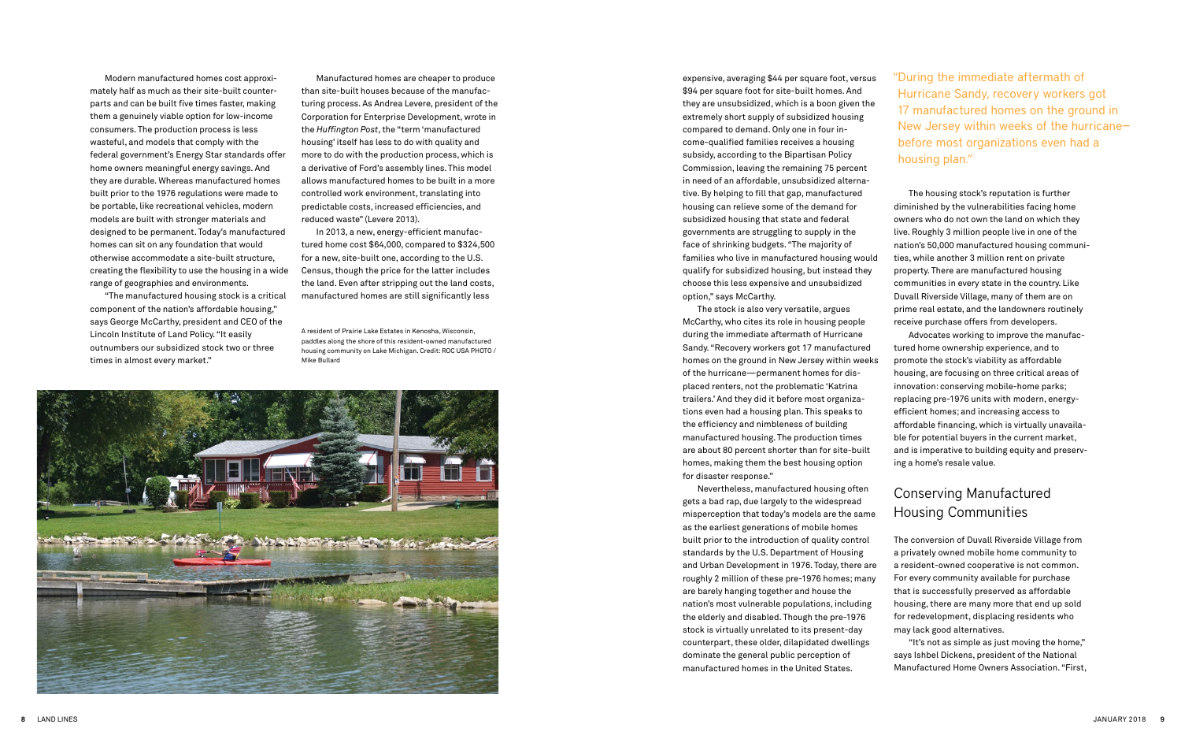Modern manufactured homes cost approximately half as much as their site-built counterparts and can be built five times faster, making them a genuinely viable option for low-income consumers. The production process is less wasteful, and models that comply with the federal government's Energy Star standards offer home owners meaningful energy savings. And they are durable. Whereas manufactured homes built prior to the 1976 regulations were made to be portable, like recreational vehicles, modern models are built with stronger materials and designed to be permanent. Today's manufactured homes can sit on any foundation that would otherwise accommodate a site-built structure, creating the flexibility to use the housing in a wide range of geographies and environments.

"The manufactured housing stock is a critical component of the nation's affordable housing," says George McCarthy, president and CEO of the Lincoln Institute of Land Policy. "It easily outnumbers our subsidized stock two or three times in almost every market."

Manufactured homes are cheaper to produce than site-built houses because of the manufacturing process. As Andrea Levere, president of the Corporation for Enterprise Development, wrote in the *Huffington Post*, the "term 'manufactured housing' itself has less to do with quality and more to do with the production process, which is a derivative of Ford's assembly lines. This model allows manufactured homes to be built in a more controlled work environment, translating into predictable costs, increased efficiencies, and reduced waste" (Levere 2013).

In 2013, a new, energy-efficient manufactured home cost $64,000, compared to $324,500 for a new, site-built one, according to the U.S. Census, though the price for the latter includes the land. Even after stripping out the land costs, manufactured homes are still significantly less expensive, averaging $44 per square foot, versus $94 per square foot for site-built homes. And they are unsubsidized, which is a boon given the extremely short supply of subsidized housing compared to demand. Only one in four income-qualified families receives a housing subsidy, according to the Bipartisan Policy Commission, leaving the remaining 75 percent in need of an affordable, unsubsidized alternative. By helping to fill that gap, manufactured housing can relieve some of the demand for subsidized housing that state and federal governments are struggling to supply in the face of shrinking budgets. "The majority of families who live in manufactured housing would qualify for subsidized housing, but instead they choose this less expensive and unsubsidized option," says McCarthy.

A resident of Prairie Lake Estates in Kenosha, Wisconsin, paddles along the shore of this resident-owned manufactured housing community on Lake Michigan. Credit: ROC USA PHOTO / Mike Bullard

The stock is also very versatile, argues McCarthy, who cites its role in housing people during the immediate aftermath of Hurricane Sandy. "Recovery workers got 17 manufactured homes on the ground in New Jersey within weeks of the hurricane—permanent homes for displaced renters, not the problematic 'Katrina trailers.' And they did it before most organizations even had a housing plan. This speaks to the efficiency and nimbleness of building manufactured housing. The production times are about 80 percent shorter than for site-built homes, making them the best housing option for disaster response."

Nevertheless, manufactured housing often gets a bad rap, due largely to the widespread misperception that today's models are the same as the earliest generations of mobile homes built prior to the introduction of quality control standards by the U.S. Department of Housing and Urban Development in 1976. Today, there are roughly 2 million of these pre-1976 homes; many are barely hanging together and house the nation's most vulnerable populations, including the elderly and disabled. Though the pre-1976 stock is virtually unrelated to its present-day counterpart, these older, dilapidated dwellings dominate the general public perception of manufactured homes in the United States.

"During the immediate aftermath of Hurricane Sandy, recovery workers got 17 manufactured homes on the ground in New Jersey within weeks of the hurricane—before most organizations even had a housing plan."

The housing stock's reputation is further diminished by the vulnerabilities facing home owners who do not own the land on which they live. Roughly 3 million people live in one of the nation's 50,000 manufactured housing communities, while another 3 million rent on private property. There are manufactured housing communities in every state in the country. Like Duvall Riverside Village, many of them are on prime real estate, and the landowners routinely receive purchase offers from developers.

Advocates working to improve the manufactured home ownership experience, and to promote the stock's viability as affordable housing, are focusing on three critical areas of innovation: conserving mobile-home parks; replacing pre-1976 units with modern, energy-efficient homes; and increasing access to affordable financing, which is virtually unavailable for potential buyers in the current market, and is imperative to building equity and preserving a home's resale value.

## Conserving Manufactured Housing Communities

The conversion of Duvall Riverside Village from a privately owned mobile home community to a resident-owned cooperative is not common. For every community available for purchase that is successfully preserved as affordable housing, there are many more that end up sold for redevelopment, displacing residents who may lack good alternatives.

"It's not as simple as just moving the home," says Ishbel Dickens, president of the National Manufactured Home Owners Association. "First,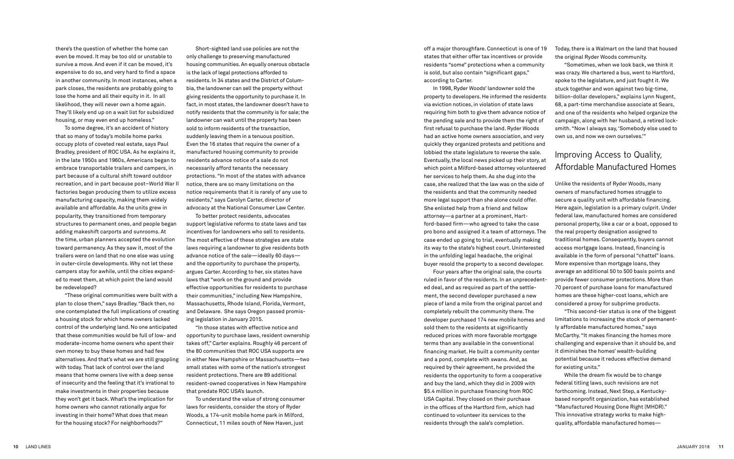there's the question of whether the home can even be moved. It may be too old or unstable to survive a move. And even if it can be moved, it's expensive to do so, and very hard to find a space in another community. In most instances, when a park closes, the residents are probably going to lose the home and all their equity in it. In all likelihood, they will never own a home again. They'll likely end up on a wait list for subsidized housing, or may even end up homeless."

To some degree, it's an accident of history that so many of today's mobile home parks occupy plots of coveted real estate, says Paul Bradley, president of ROC USA. As he explains it, in the late 1950s and 1960s, Americans began to embrace transportable trailers and campers, in part because of a cultural shift toward outdoor recreation, and in part because post–World War II factories began producing them to utilize excess manufacturing capacity, making them widely available and affordable. As the units grew in popularity, they transitioned from temporary structures to permanent ones, and people began adding makeshift carports and sunrooms. At the time, urban planners accepted the evolution toward permanency. As they saw it, most of the trailers were on land that no one else was using in outer-circle developments. Why not let these campers stay for awhile, until the cities expanded to meet them, at which point the land would be redeveloped?

"These original communities were built with a plan to close them," says Bradley. "Back then, no one contemplated the full implications of creating a housing stock for which home owners lacked control of the underlying land. No one anticipated that these communities would be full of low- and moderate-income home owners who spent their own money to buy these homes and had few alternatives. And that's what we are still grappling with today. That lack of control over the land means that home owners live with a deep sense of insecurity and the feeling that it's irrational to make investments in their properties because they won't get it back. What's the implication for home owners who cannot rationally argue for investing in their home? What does that mean for the housing stock? For neighborhoods?"

Short-sighted land use policies are not the only challenge to preserving manufactured housing communities. An equally onerous obstacle is the lack of legal protections afforded to residents. In 34 states and the District of Columbia, the landowner can sell the property without giving residents the opportunity to purchase it. In fact, in most states, the landowner doesn't have to notify residents that the community is for sale; the landowner can wait until the property has been sold to inform residents of the transaction, suddenly leaving them in a tenuous position. Even the 16 states that require the owner of a manufactured housing community to provide residents advance notice of a sale do not necessarily afford tenants the necessary protections. "In most of the states with advance notice, there are so many limitations on the notice requirements that it is rarely of any use to residents," says Carolyn Carter, director of advocacy at the National Consumer Law Center.

To better protect residents, advocates support legislative reforms to state laws and tax incentives for landowners who sell to residents. The most effective of these strategies are state laws requiring a landowner to give residents both advance notice of the sale—ideally 60 days—and the opportunity to purchase the property, argues Carter. According to her, six states have laws that "work on the ground and provide effective opportunities for residents to purchase their communities," including New Hampshire, Massachusetts, Rhode Island, Florida, Vermont, and Delaware. She says Oregon passed promising legislation in January 2015.

"In those states with effective notice and opportunity to purchase laws, resident ownership takes off," Carter explains. Roughly 46 percent of the 80 communities that ROC USA supports are in either New Hampshire or Massachusetts—two small states with some of the nation's strongest resident protections. There are 89 additional resident-owned cooperatives in New Hampshire that predate ROC USA's launch.

To understand the value of strong consumer laws for residents, consider the story of Ryder Woods, a 174-unit mobile home park in Milford, Connecticut, 11 miles south of New Haven, just off a major thoroughfare. Connecticut is one of 19 states that either offer tax incentives or provide residents "some" protections when a community is sold, but also contain "significant gaps," according to Carter.

In 1998, Ryder Woods' landowner sold the property to developers. He informed the residents via eviction notices, in violation of state laws requiring him both to give them advance notice of the pending sale and to provide them the right of first refusal to purchase the land. Ryder Woods had an active home owners association, and very quickly they organized protests and petitions and lobbied the state legislature to reverse the sale. Eventually, the local news picked up their story, at which point a Milford-based attorney volunteered her services to help them. As she dug into the case, she realized that the law was on the side of the residents and that the community needed more legal support than she alone could offer. She enlisted help from a friend and fellow attorney—a partner at a prominent, Hartford-based firm—who agreed to take the case pro bono and assigned it a team of attorneys. The case ended up going to trial, eventually making its way to the state's highest court. Uninterested in the unfolding legal headache, the original buyer resold the property to a second developer.

Four years after the original sale, the courts ruled in favor of the residents. In an unprecedented deal, and as required as part of the settlement, the second developer purchased a new piece of land a mile from the original parcel and completely rebuilt the community there. The developer purchased 174 new mobile homes and sold them to the residents at significantly reduced prices with more favorable mortgage terms than any available in the conventional financing market. He built a community center and a pond, complete with swans. And, as required by their agreement, he provided the residents the opportunity to form a cooperative and buy the land, which they did in 2009 with $5.4 million in purchase financing from ROC USA Capital. They closed on their purchase in the offices of the Hartford firm, which had continued to volunteer its services to the residents through the sale's completion.

Today, there is a Walmart on the land that housed the original Ryder Woods community.

"Sometimes, when we look back, we think it was crazy. We chartered a bus, went to Hartford, spoke to the legislature, and just fought it. We stuck together and won against two big-time, billion-dollar developers," explains Lynn Nugent, 68, a part-time merchandise associate at Sears, and one of the residents who helped organize the campaign, along with her husband, a retired locksmith. "Now I always say, 'Somebody else used to own us, and now we own ourselves.'"

## Improving Access to Quality, Affordable Manufactured Homes

Unlike the residents of Ryder Woods, many owners of manufactured homes struggle to secure a quality unit with affordable financing. Here again, legislation is a primary culprit. Under federal law, manufactured homes are considered personal property, like a car or a boat, opposed to the real property designation assigned to traditional homes. Consequently, buyers cannot access mortgage loans. Instead, financing is available in the form of personal "chattel" loans. More expensive than mortgage loans, they average an additional 50 to 500 basis points and provide fewer consumer protections. More than 70 percent of purchase loans for manufactured homes are these higher-cost loans, which are considered a proxy for subprime products.

"This second-tier status is one of the biggest limitations to increasing the stock of permanently affordable manufactured homes," says McCarthy. "It makes financing the homes more challenging and expensive than it should be, and it diminishes the homes' wealth-building potential because it reduces effective demand for existing units."

While the dream fix would be to change federal titling laws, such revisions are not forthcoming. Instead, Next Step, a Kentucky-based nonprofit organization, has established "Manufactured Housing Done Right (MHDR)." This innovative strategy works to make high-quality, affordable manufactured homes—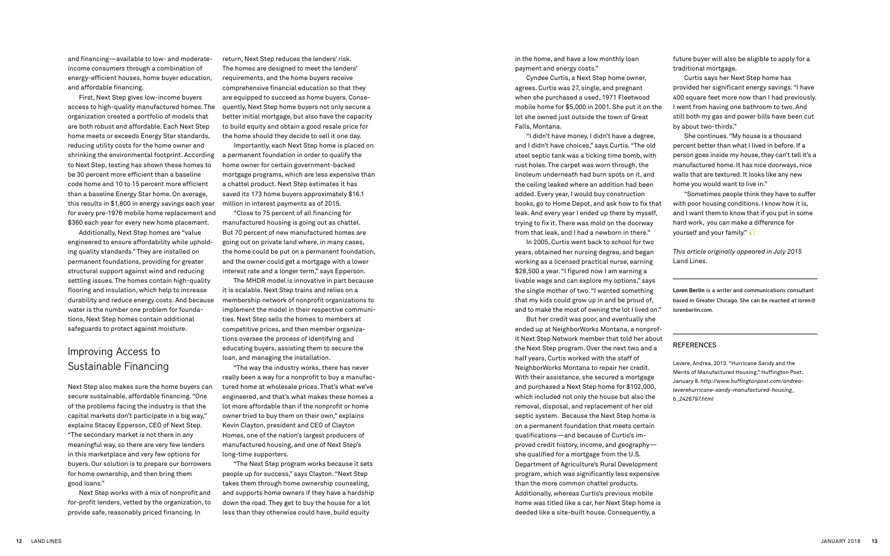and financing—available to low- and moderate-income consumers through a combination of energy-efficient houses, home buyer education, and affordable financing.

First, Next Step gives low-income buyers access to high-quality manufactured homes. The organization created a portfolio of models that are both robust and affordable. Each Next Step home meets or exceeds Energy Star standards, reducing utility costs for the home owner and shrinking the environmental footprint. According to Next Step, testing has shown these homes to be 30 percent more efficient than a baseline code home and 10 to 15 percent more efficient than a baseline Energy Star home. On average, this results in $1,800 in energy savings each year for every pre-1976 mobile home replacement and $360 each year for every new home placement.

Additionally, Next Step homes are "value engineered to ensure affordability while upholding quality standards." They are installed on permanent foundations, providing for greater structural support against wind and reducing settling issues. The homes contain high-quality flooring and insulation, which help to increase durability and reduce energy costs. And because water is the number one problem for foundations, Next Step homes contain additional safeguards to protect against moisture.

## Improving Access to Sustainable Financing

Next Step also makes sure the home buyers can secure sustainable, affordable financing. "One of the problems facing the industry is that the capital markets don't participate in a big way," explains Stacey Epperson, CEO of Next Step. "The secondary market is not there in any meaningful way, so there are very few lenders in this marketplace and very few options for buyers. Our solution is to prepare our borrowers for home ownership, and then bring them good loans."

Next Step works with a mix of nonprofit and for-profit lenders, vetted by the organization, to provide safe, reasonably priced financing. In return, Next Step reduces the lenders' risk. The homes are designed to meet the lenders' requirements, and the home buyers receive comprehensive financial education so that they are equipped to succeed as home buyers. Consequently, Next Step home buyers not only secure a better initial mortgage, but also have the capacity to build equity and obtain a good resale price for the home should they decide to sell it one day.

Importantly, each Next Step home is placed on a permanent foundation in order to qualify the home owner for certain government-backed mortgage programs, which are less expensive than a chattel product. Next Step estimates it has saved its 173 home buyers approximately $16.1 million in interest payments as of 2015.

"Close to 75 percent of all financing for manufactured housing is going out as chattel. But 70 percent of new manufactured homes are going out on private land where, in many cases, the home could be put on a permanent foundation, and the owner could get a mortgage with a lower interest rate and a longer term," says Epperson.

The MHDR model is innovative in part because it is scalable. Next Step trains and relies on a membership network of nonprofit organizations to implement the model in their respective communities. Next Step sells the homes to members at competitive prices, and then member organizations oversee the process of identifying and educating buyers, assisting them to secure the loan, and managing the installation.

"The way the industry works, there has never really been a way for a nonprofit to buy a manufactured home at wholesale prices. That's what we've engineered, and that's what makes these homes a lot more affordable than if the nonprofit or home owner tried to buy them on their own," explains Kevin Clayton, president and CEO of Clayton Homes, one of the nation's largest producers of manufactured housing, and one of Next Step's long-time supporters.

"The Next Step program works because it sets people up for success," says Clayton. "Next Step takes them through home ownership counseling, and supports home owners if they have a hardship down the road. They get to buy the house for a lot less than they otherwise could have, build equity in the home, and have a low monthly loan payment and energy costs."

Cyndee Curtis, a Next Step home owner, agrees. Curtis was 27, single, and pregnant when she purchased a used, 1971 Fleetwood mobile home for $5,000 in 2001. She put it on the lot she owned just outside the town of Great Falls, Montana.

"I didn't have money, I didn't have a degree, and I didn't have choices," says Curtis. "The old steel septic tank was a ticking time bomb, with rust holes. The carpet was worn through, the linoleum underneath had burn spots on it, and the ceiling leaked where an addition had been added. Every year, I would buy construction books, go to Home Depot, and ask how to fix that leak. And every year I ended up there by myself, trying to fix it. There was mold on the doorway from that leak, and I had a newborn in there."

In 2005, Curtis went back to school for two years, obtained her nursing degree, and began working as a licensed practical nurse, earning $28,500 a year. "I figured now I am earning a livable wage and can explore my options," says the single mother of two. "I wanted something that my kids could grow up in and be proud of, and to make the most of owning the lot I lived on."

But her credit was poor, and eventually she ended up at NeighborWorks Montana, a nonprofit Next Step Network member that told her about the Next Step program. Over the next two and a half years, Curtis worked with the staff of NeighborWorks Montana to repair her credit. With their assistance, she secured a mortgage and purchased a Next Step home for $102,000, which included not only the house but also the removal, disposal, and replacement of her old septic system. Because the Next Step home is on a permanent foundation that meets certain qualifications—and because of Curtis's improved credit history, income, and geography—she qualified for a mortgage from the U.S. Department of Agriculture's Rural Development program, which was significantly less expensive than the more common chattel products. Additionally, whereas Curtis's previous mobile home was titled like a car, her Next Step home is deeded like a site-built house. Consequently, a future buyer will also be eligible to apply for a traditional mortgage.

Curtis says her Next Step home has provided her significant energy savings. "I have 400 square feet more now than I had previously. I went from having one bathroom to two. And still both my gas and power bills have been cut by about two-thirds."

She continues. "My house is a thousand percent better than what I lived in before. If a person goes inside my house, they can't tell it's a manufactured home. It has nice doorways, nice walls that are textured. It looks like any new home you would want to live in."

"Sometimes people think they have to suffer with poor housing conditions. I know how it is, and I want them to know that if you put in some hard work, you can make a difference for yourself and your family."

*This article originally appeared in July 2015* Land Lines.

**Loren Berlin** is a writer and communications consultant based in Greater Chicago. She can be reached at loren@lorenberlin.com.

## REFERENCES

Levere, Andrea. 2013. "Hurricane Sandy and the Merits of Manufactured Housing." Huffington Post. January 8. *http://www.huffingtonpost.com/andrea-leverehurricane-sandy-manufactured-housing_b_2426797.html*